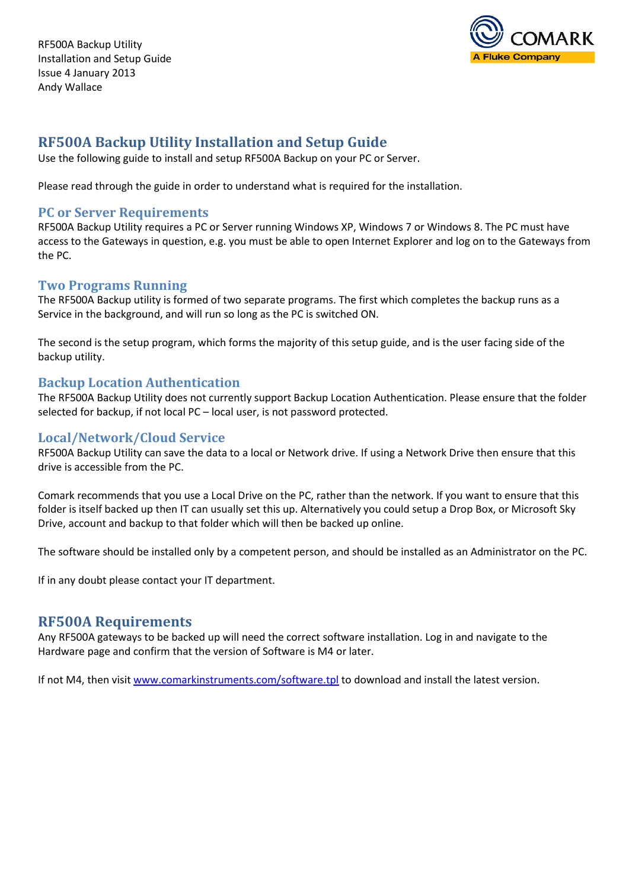RF500A Backup Utility
Installation and Setup Guide
Issue 4 January 2013
Andy Wallace

# RF500A Backup Utility Installation and Setup Guide

Use the following guide to install and setup RF500A Backup on your PC or Server.

Please read through the guide in order to understand what is required for the installation.

## PC or Server Requirements

RF500A Backup Utility requires a PC or Server running Windows XP, Windows 7 or Windows 8. The PC must have access to the Gateways in question, e.g. you must be able to open Internet Explorer and log on to the Gateways from the PC.

## Two Programs Running

The RF500A Backup utility is formed of two separate programs. The first which completes the backup runs as a Service in the background, and will run so long as the PC is switched ON.

The second is the setup program, which forms the majority of this setup guide, and is the user facing side of the backup utility.

## Backup Location Authentication

The RF500A Backup Utility does not currently support Backup Location Authentication. Please ensure that the folder selected for backup, if not local PC – local user, is not password protected.

## Local/Network/Cloud Service

RF500A Backup Utility can save the data to a local or Network drive. If using a Network Drive then ensure that this drive is accessible from the PC.

Comark recommends that you use a Local Drive on the PC, rather than the network. If you want to ensure that this folder is itself backed up then IT can usually set this up. Alternatively you could setup a Drop Box, or Microsoft Sky Drive, account and backup to that folder which will then be backed up online.

The software should be installed only by a competent person, and should be installed as an Administrator on the PC.

If in any doubt please contact your IT department.

# RF500A Requirements

Any RF500A gateways to be backed up will need the correct software installation. Log in and navigate to the Hardware page and confirm that the version of Software is M4 or later.

If not M4, then visit [www.comarkinstruments.com/software.tpl](www.comarkinstruments.com/software.tpl) to download and install the latest version.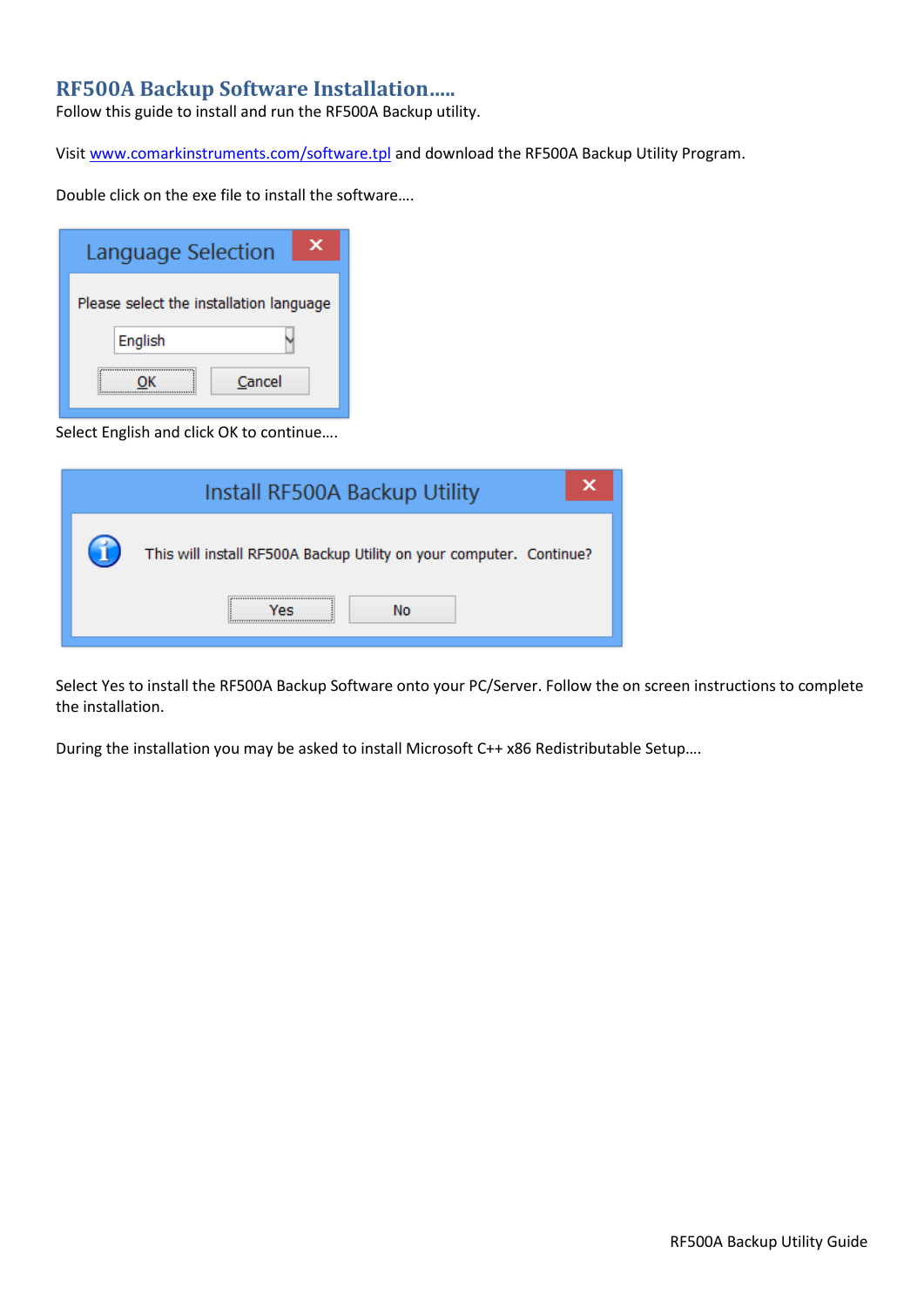## RF500A Backup Software Installation…..

Follow this guide to install and run the RF500A Backup utility.

Visit www.comarkinstruments.com/software.tpl and download the RF500A Backup Utility Program.

Double click on the exe file to install the software….

Select English and click OK to continue….

Select Yes to install the RF500A Backup Software onto your PC/Server. Follow the on screen instructions to complete the installation.

During the installation you may be asked to install Microsoft C++ x86 Redistributable Setup….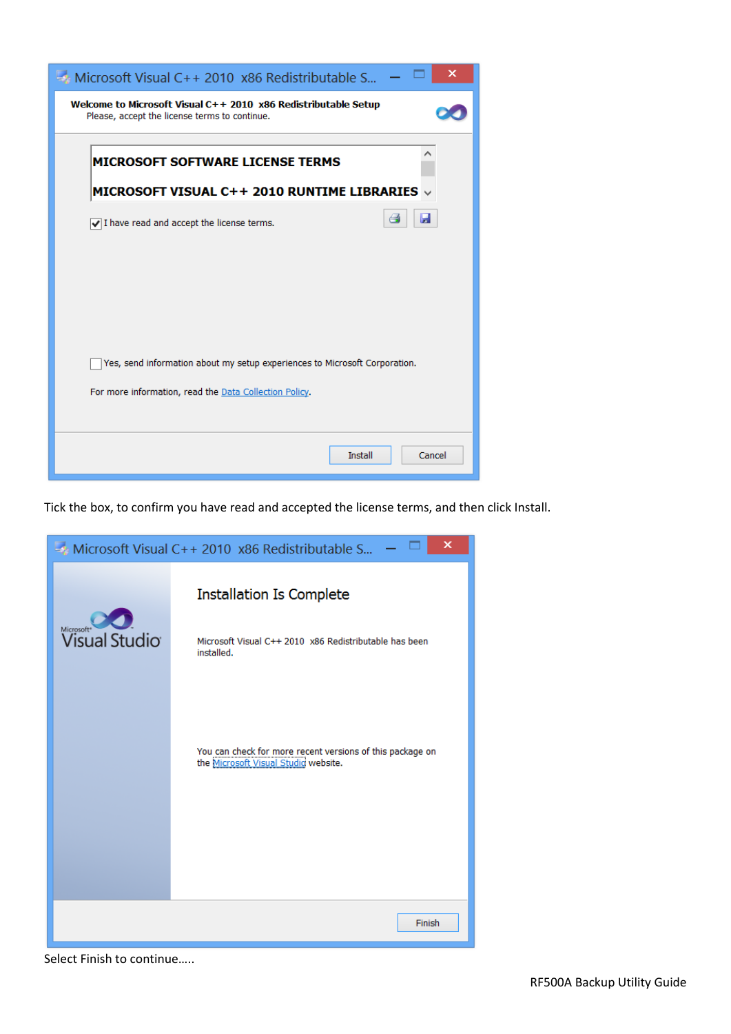Tick the box, to confirm you have read and accepted the license terms, and then click Install.

Select Finish to continue…..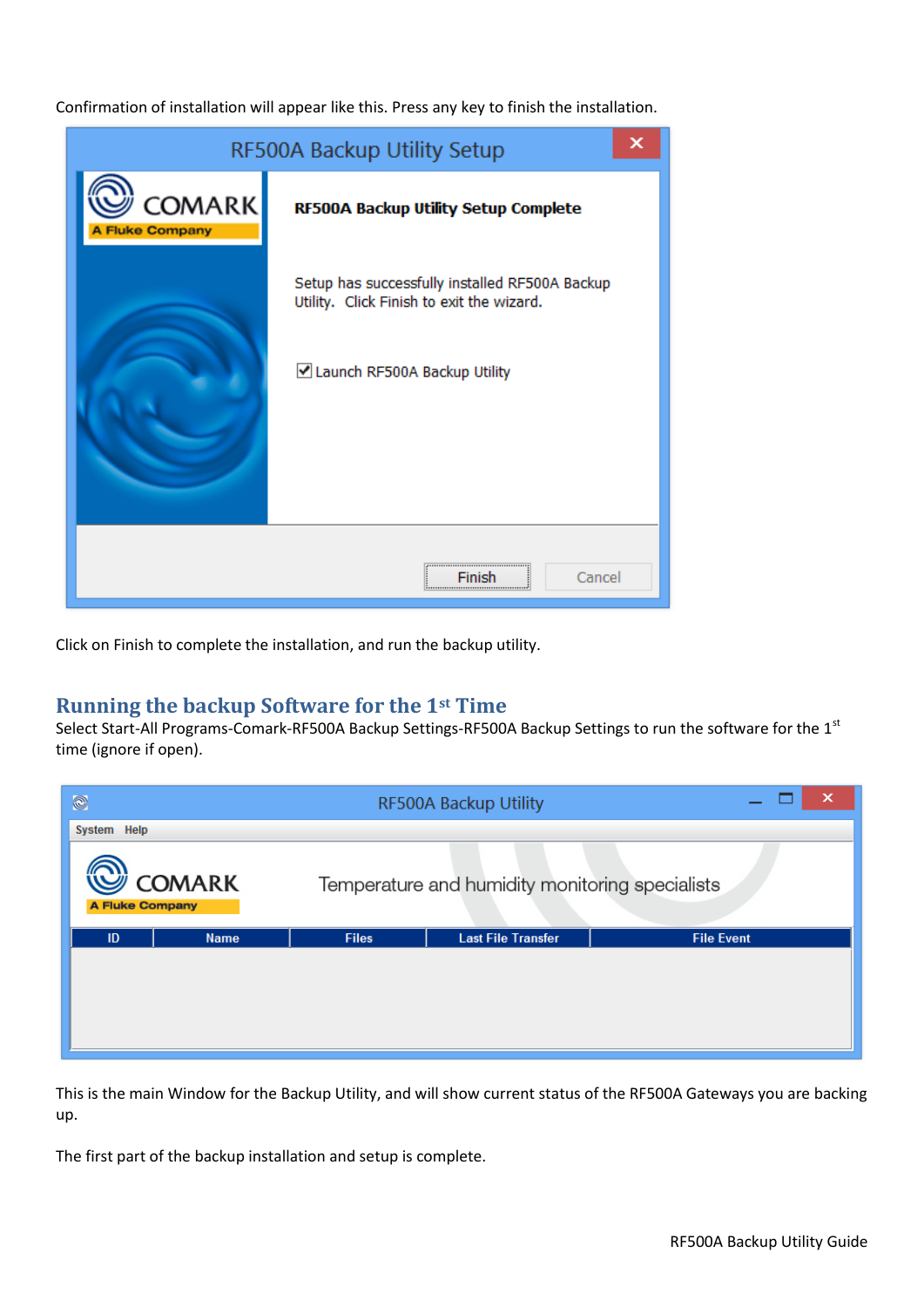Confirmation of installation will appear like this. Press any key to finish the installation.

Click on Finish to complete the installation, and run the backup utility.

## Running the backup Software for the 1st Time

Select Start-All Programs-Comark-RF500A Backup Settings-RF500A Backup Settings to run the software for the 1st time (ignore if open).

This is the main Window for the Backup Utility, and will show current status of the RF500A Gateways you are backing up.

The first part of the backup installation and setup is complete.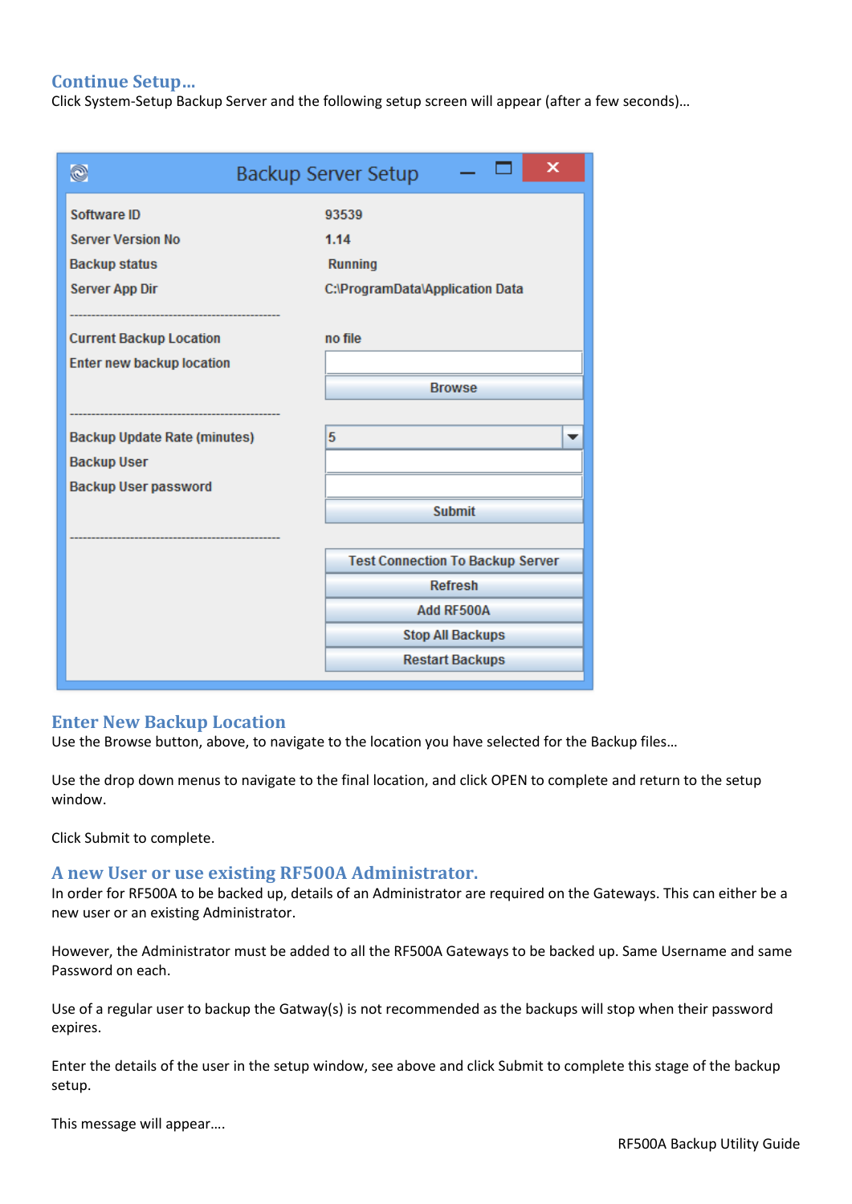## Continue Setup…

Click System-Setup Backup Server and the following setup screen will appear (after a few seconds)…

Backup Server Setup

| | |
|---|---|
| Software ID | 93539 |
| Server Version No | 1.14 |
| Backup status | Running |
| Server App Dir | C:\ProgramData\Application Data |
| Current Backup Location | no file |
| Enter new backup location | |
| | Browse |
| Backup Update Rate (minutes) | 5 |
| Backup User | |
| Backup User password | |
| | Submit |
| | Test Connection To Backup Server |
| | Refresh |
| | Add RF500A |
| | Stop All Backups |
| | Restart Backups |

## Enter New Backup Location

Use the Browse button, above, to navigate to the location you have selected for the Backup files…

Use the drop down menus to navigate to the final location, and click OPEN to complete and return to the setup window.

Click Submit to complete.

## A new User or use existing RF500A Administrator.

In order for RF500A to be backed up, details of an Administrator are required on the Gateways. This can either be a new user or an existing Administrator.

However, the Administrator must be added to all the RF500A Gateways to be backed up. Same Username and same Password on each.

Use of a regular user to backup the Gatway(s) is not recommended as the backups will stop when their password expires.

Enter the details of the user in the setup window, see above and click Submit to complete this stage of the backup setup.

This message will appear….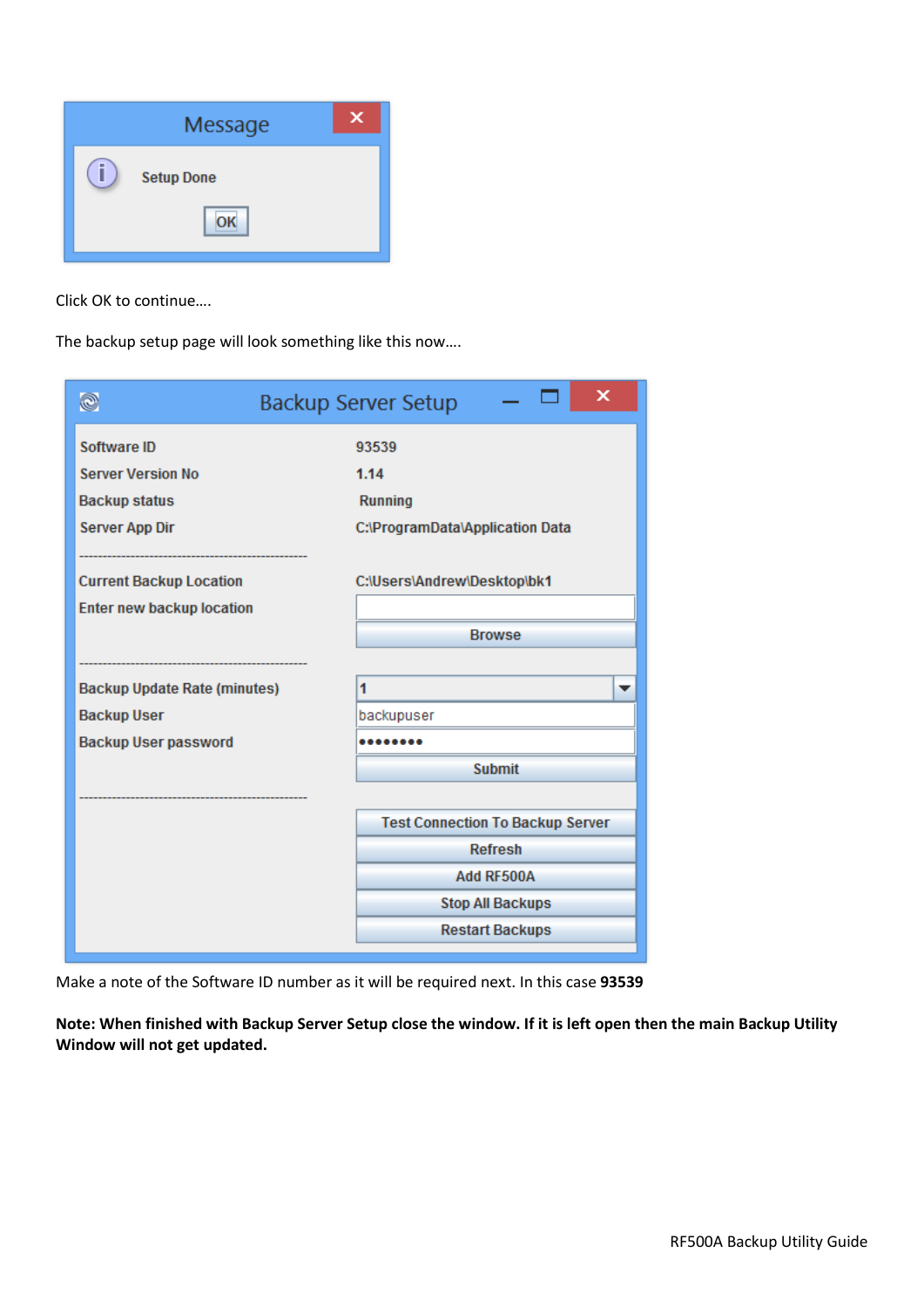Click OK to continue….

The backup setup page will look something like this now….

Make a note of the Software ID number as it will be required next. In this case **93539**

**Note: When finished with Backup Server Setup close the window. If it is left open then the main Backup Utility Window will not get updated.**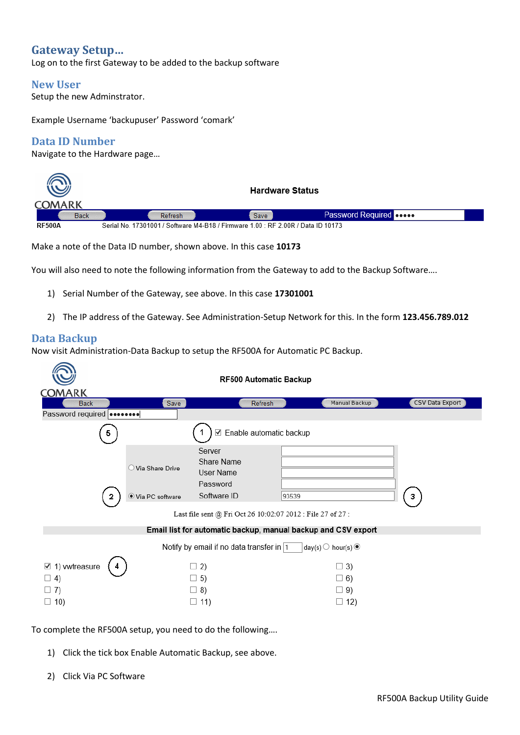## Gateway Setup…

Log on to the first Gateway to be added to the backup software

## New User

Setup the new Adminstrator.

Example Username 'backupuser' Password 'comark'

## Data ID Number

Navigate to the Hardware page…

COMARK

Hardware Status

Back Refresh Save Password Required •••••

RF500A Serial No. 17301001 / Software M4-B18 / Firmware 1.00 : RF 2.00R / Data ID 10173

Make a note of the Data ID number, shown above. In this case **10173**

You will also need to note the following information from the Gateway to add to the Backup Software….

1) Serial Number of the Gateway, see above. In this case **17301001**

2) The IP address of the Gateway. See Administration-Setup Network for this. In the form **123.456.789.012**

## Data Backup

Now visit Administration-Data Backup to setup the RF500A for Automatic PC Backup.

COMARK

RF500 Automatic Backup

Back Save Refresh Manual Backup CSV Data Export

Password required ••••••••

5 1 ☑ Enable automatic backup

○ Via Share Drive — Server, Share Name, User Name, Password

2 ◉ Via PC software — Software ID 93539 3

Last file sent @ Fri Oct 26 10:02:07 2012 : File 27 of 27 :

**Email list for automatic backup, manual backup and CSV export**

Notify by email if no data transfer in 1 day(s) ○ hour(s) ◉

☑ 1) vwtreasure 4 ☐ 2) ☐ 3)
☐ 4) ☐ 5) ☐ 6)
☐ 7) ☐ 8) ☐ 9)
☐ 10) ☐ 11) ☐ 12)

To complete the RF500A setup, you need to do the following….

1) Click the tick box Enable Automatic Backup, see above.

2) Click Via PC Software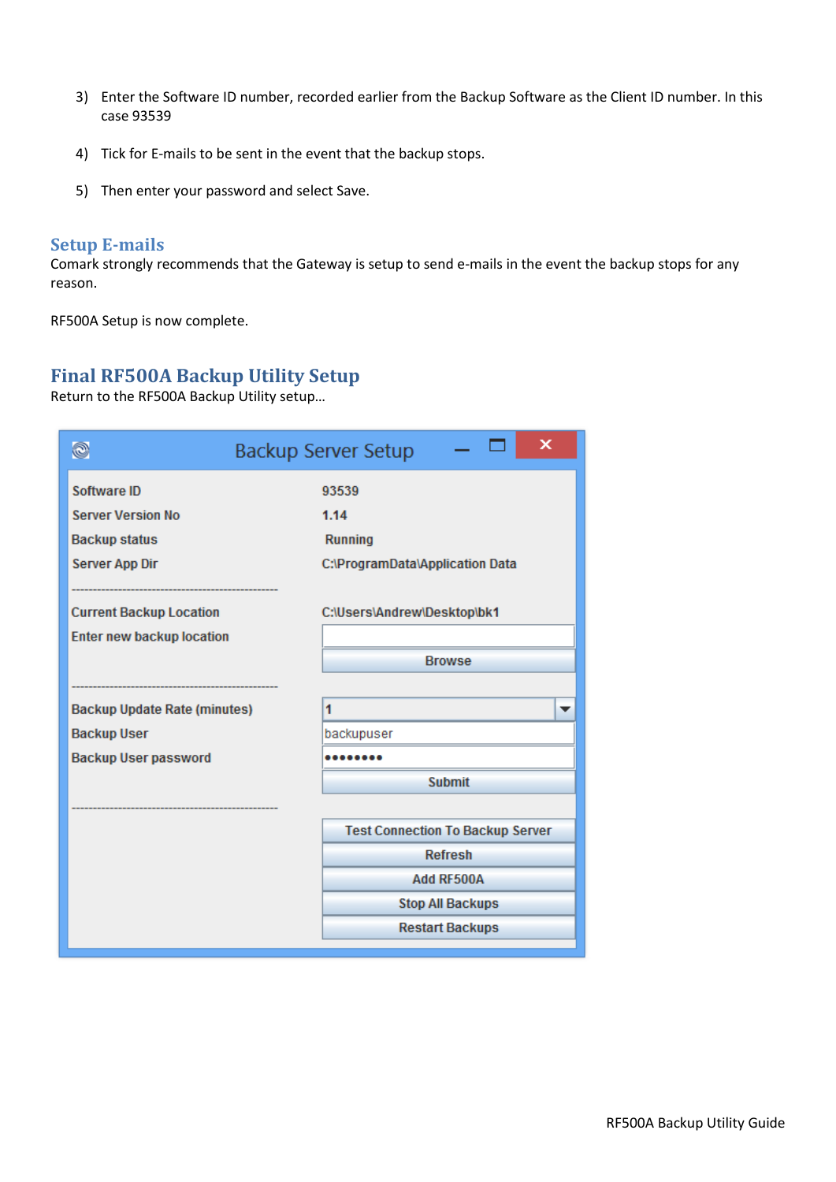3) Enter the Software ID number, recorded earlier from the Backup Software as the Client ID number. In this case 93539

4) Tick for E-mails to be sent in the event that the backup stops.

5) Then enter your password and select Save.

## Setup E-mails

Comark strongly recommends that the Gateway is setup to send e-mails in the event the backup stops for any reason.

RF500A Setup is now complete.

## Final RF500A Backup Utility Setup

Return to the RF500A Backup Utility setup…

Backup Server Setup

| | |
|---|---|
| Software ID | 93539 |
| Server Version No | 1.14 |
| Backup status | Running |
| Server App Dir | C:\ProgramData\Application Data |
| Current Backup Location | C:\Users\Andrew\Desktop\bk1 |
| Enter new backup location | |
| | Browse |
| Backup Update Rate (minutes) | 1 |
| Backup User | backupuser |
| Backup User password | •••••••• |
| | Submit |
| | Test Connection To Backup Server |
| | Refresh |
| | Add RF500A |
| | Stop All Backups |
| | Restart Backups |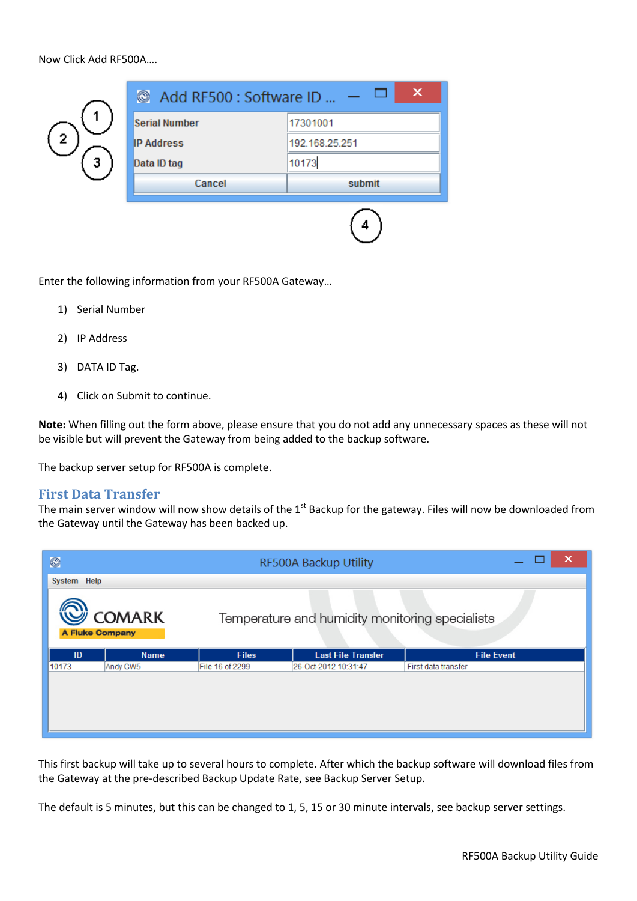Now Click Add RF500A….

Enter the following information from your RF500A Gateway…

1) Serial Number
2) IP Address
3) DATA ID Tag.
4) Click on Submit to continue.

**Note:** When filling out the form above, please ensure that you do not add any unnecessary spaces as these will not be visible but will prevent the Gateway from being added to the backup software.

The backup server setup for RF500A is complete.

## First Data Transfer

The main server window will now show details of the 1st Backup for the gateway. Files will now be downloaded from the Gateway until the Gateway has been backed up.

This first backup will take up to several hours to complete. After which the backup software will download files from the Gateway at the pre-described Backup Update Rate, see Backup Server Setup.

The default is 5 minutes, but this can be changed to 1, 5, 15 or 30 minute intervals, see backup server settings.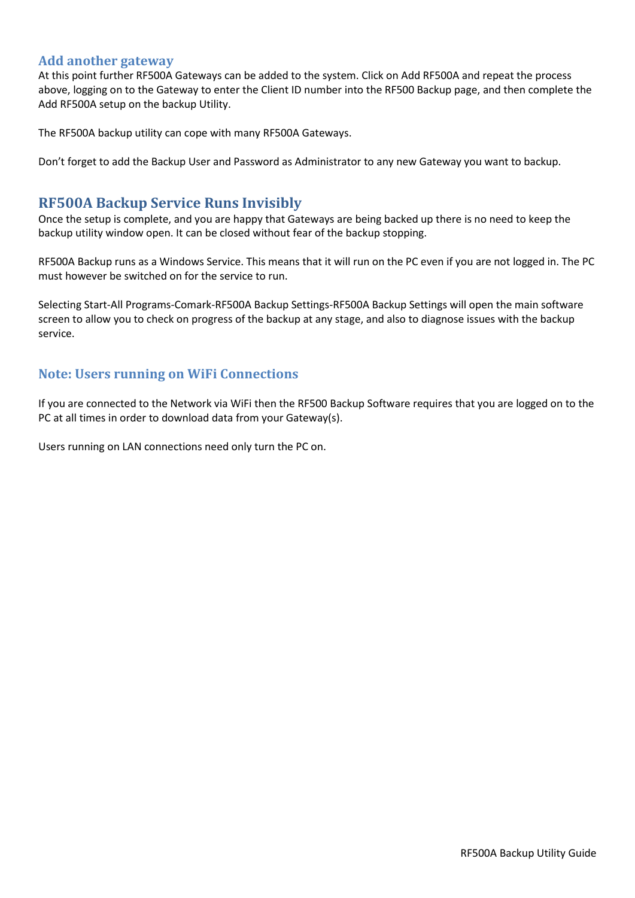## Add another gateway

At this point further RF500A Gateways can be added to the system. Click on Add RF500A and repeat the process above, logging on to the Gateway to enter the Client ID number into the RF500 Backup page, and then complete the Add RF500A setup on the backup Utility.

The RF500A backup utility can cope with many RF500A Gateways.

Don't forget to add the Backup User and Password as Administrator to any new Gateway you want to backup.

## RF500A Backup Service Runs Invisibly

Once the setup is complete, and you are happy that Gateways are being backed up there is no need to keep the backup utility window open. It can be closed without fear of the backup stopping.

RF500A Backup runs as a Windows Service. This means that it will run on the PC even if you are not logged in. The PC must however be switched on for the service to run.

Selecting Start-All Programs-Comark-RF500A Backup Settings-RF500A Backup Settings will open the main software screen to allow you to check on progress of the backup at any stage, and also to diagnose issues with the backup service.

## Note: Users running on WiFi Connections

If you are connected to the Network via WiFi then the RF500 Backup Software requires that you are logged on to the PC at all times in order to download data from your Gateway(s).

Users running on LAN connections need only turn the PC on.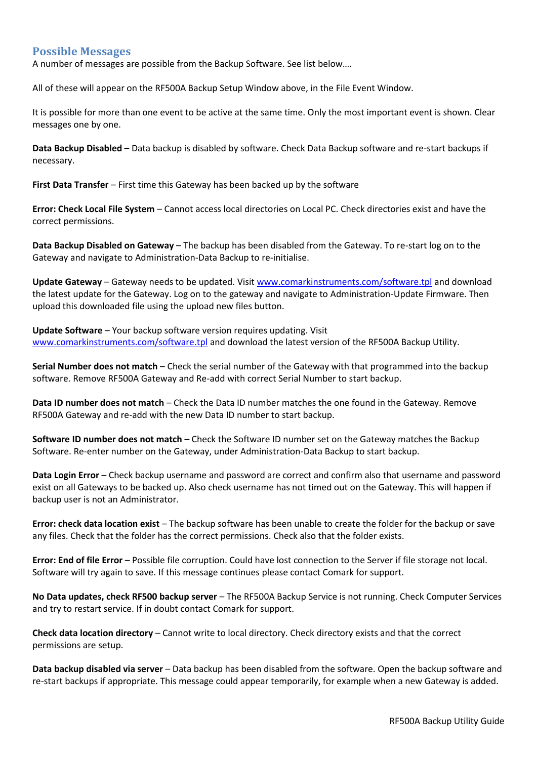## Possible Messages

A number of messages are possible from the Backup Software. See list below….

All of these will appear on the RF500A Backup Setup Window above, in the File Event Window.

It is possible for more than one event to be active at the same time. Only the most important event is shown. Clear messages one by one.

**Data Backup Disabled** – Data backup is disabled by software. Check Data Backup software and re-start backups if necessary.

**First Data Transfer** – First time this Gateway has been backed up by the software

**Error: Check Local File System** – Cannot access local directories on Local PC. Check directories exist and have the correct permissions.

**Data Backup Disabled on Gateway** – The backup has been disabled from the Gateway. To re-start log on to the Gateway and navigate to Administration-Data Backup to re-initialise.

**Update Gateway** – Gateway needs to be updated. Visit www.comarkinstruments.com/software.tpl and download the latest update for the Gateway. Log on to the gateway and navigate to Administration-Update Firmware. Then upload this downloaded file using the upload new files button.

**Update Software** – Your backup software version requires updating. Visit www.comarkinstruments.com/software.tpl and download the latest version of the RF500A Backup Utility.

**Serial Number does not match** – Check the serial number of the Gateway with that programmed into the backup software. Remove RF500A Gateway and Re-add with correct Serial Number to start backup.

**Data ID number does not match** – Check the Data ID number matches the one found in the Gateway. Remove RF500A Gateway and re-add with the new Data ID number to start backup.

**Software ID number does not match** – Check the Software ID number set on the Gateway matches the Backup Software. Re-enter number on the Gateway, under Administration-Data Backup to start backup.

**Data Login Error** – Check backup username and password are correct and confirm also that username and password exist on all Gateways to be backed up. Also check username has not timed out on the Gateway. This will happen if backup user is not an Administrator.

**Error: check data location exist** – The backup software has been unable to create the folder for the backup or save any files. Check that the folder has the correct permissions. Check also that the folder exists.

**Error: End of file Error** – Possible file corruption. Could have lost connection to the Server if file storage not local. Software will try again to save. If this message continues please contact Comark for support.

**No Data updates, check RF500 backup server** – The RF500A Backup Service is not running. Check Computer Services and try to restart service. If in doubt contact Comark for support.

**Check data location directory** – Cannot write to local directory. Check directory exists and that the correct permissions are setup.

**Data backup disabled via server** – Data backup has been disabled from the software. Open the backup software and re-start backups if appropriate. This message could appear temporarily, for example when a new Gateway is added.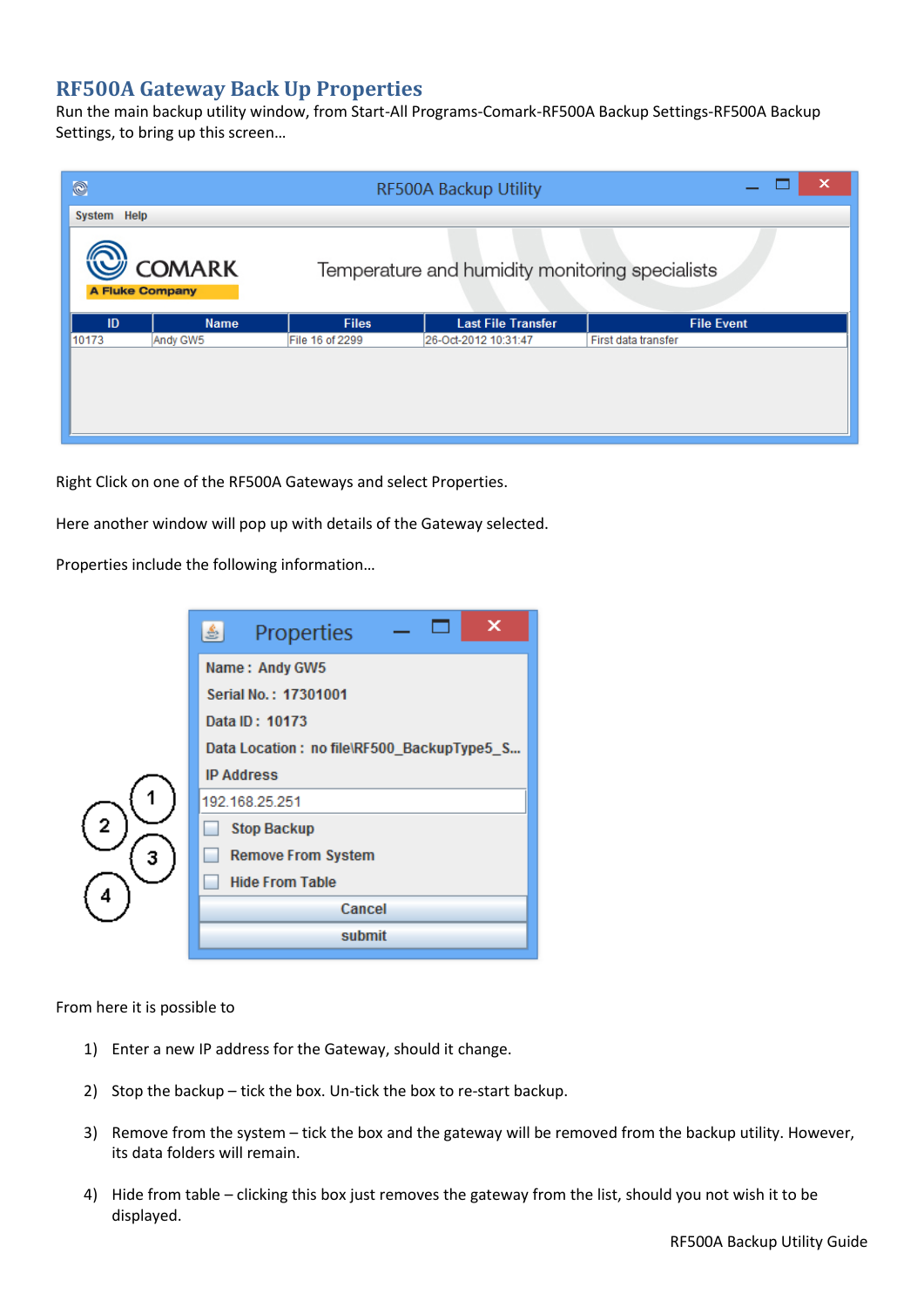## RF500A Gateway Back Up Properties

Run the main backup utility window, from Start-All Programs-Comark-RF500A Backup Settings-RF500A Backup Settings, to bring up this screen…

Right Click on one of the RF500A Gateways and select Properties.

Here another window will pop up with details of the Gateway selected.

Properties include the following information…

From here it is possible to

1) Enter a new IP address for the Gateway, should it change.
2) Stop the backup – tick the box. Un-tick the box to re-start backup.
3) Remove from the system – tick the box and the gateway will be removed from the backup utility. However, its data folders will remain.
4) Hide from table – clicking this box just removes the gateway from the list, should you not wish it to be displayed.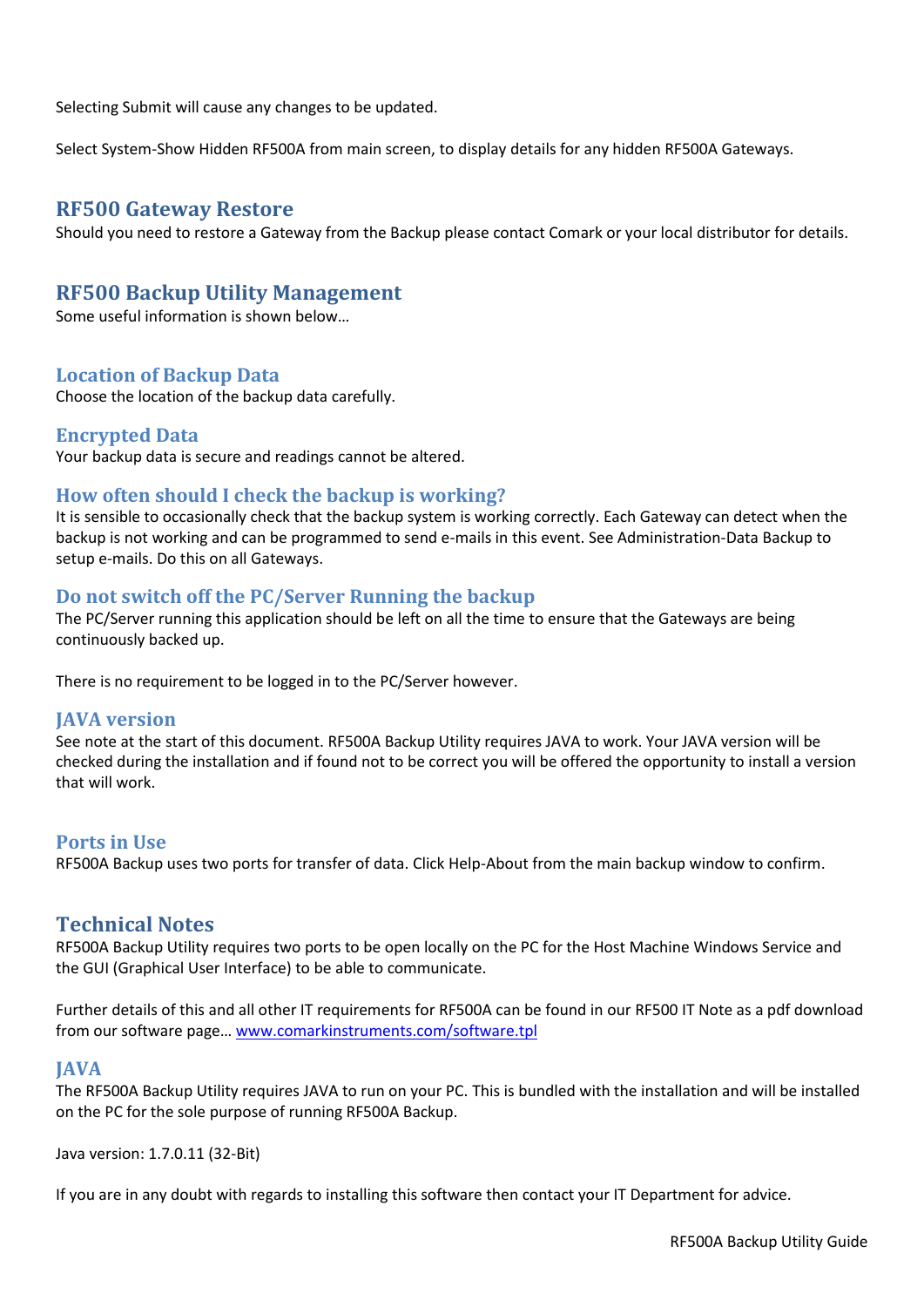Selecting Submit will cause any changes to be updated.

Select System-Show Hidden RF500A from main screen, to display details for any hidden RF500A Gateways.

## RF500 Gateway Restore

Should you need to restore a Gateway from the Backup please contact Comark or your local distributor for details.

## RF500 Backup Utility Management

Some useful information is shown below…

### Location of Backup Data

Choose the location of the backup data carefully.

### Encrypted Data

Your backup data is secure and readings cannot be altered.

### How often should I check the backup is working?

It is sensible to occasionally check that the backup system is working correctly. Each Gateway can detect when the backup is not working and can be programmed to send e-mails in this event. See Administration-Data Backup to setup e-mails. Do this on all Gateways.

### Do not switch off the PC/Server Running the backup

The PC/Server running this application should be left on all the time to ensure that the Gateways are being continuously backed up.

There is no requirement to be logged in to the PC/Server however.

### JAVA version

See note at the start of this document. RF500A Backup Utility requires JAVA to work. Your JAVA version will be checked during the installation and if found not to be correct you will be offered the opportunity to install a version that will work.

### Ports in Use

RF500A Backup uses two ports for transfer of data. Click Help-About from the main backup window to confirm.

## Technical Notes

RF500A Backup Utility requires two ports to be open locally on the PC for the Host Machine Windows Service and the GUI (Graphical User Interface) to be able to communicate.

Further details of this and all other IT requirements for RF500A can be found in our RF500 IT Note as a pdf download from our software page… [www.comarkinstruments.com/software.tpl](http://www.comarkinstruments.com/software.tpl)

### JAVA

The RF500A Backup Utility requires JAVA to run on your PC. This is bundled with the installation and will be installed on the PC for the sole purpose of running RF500A Backup.

Java version: 1.7.0.11 (32-Bit)

If you are in any doubt with regards to installing this software then contact your IT Department for advice.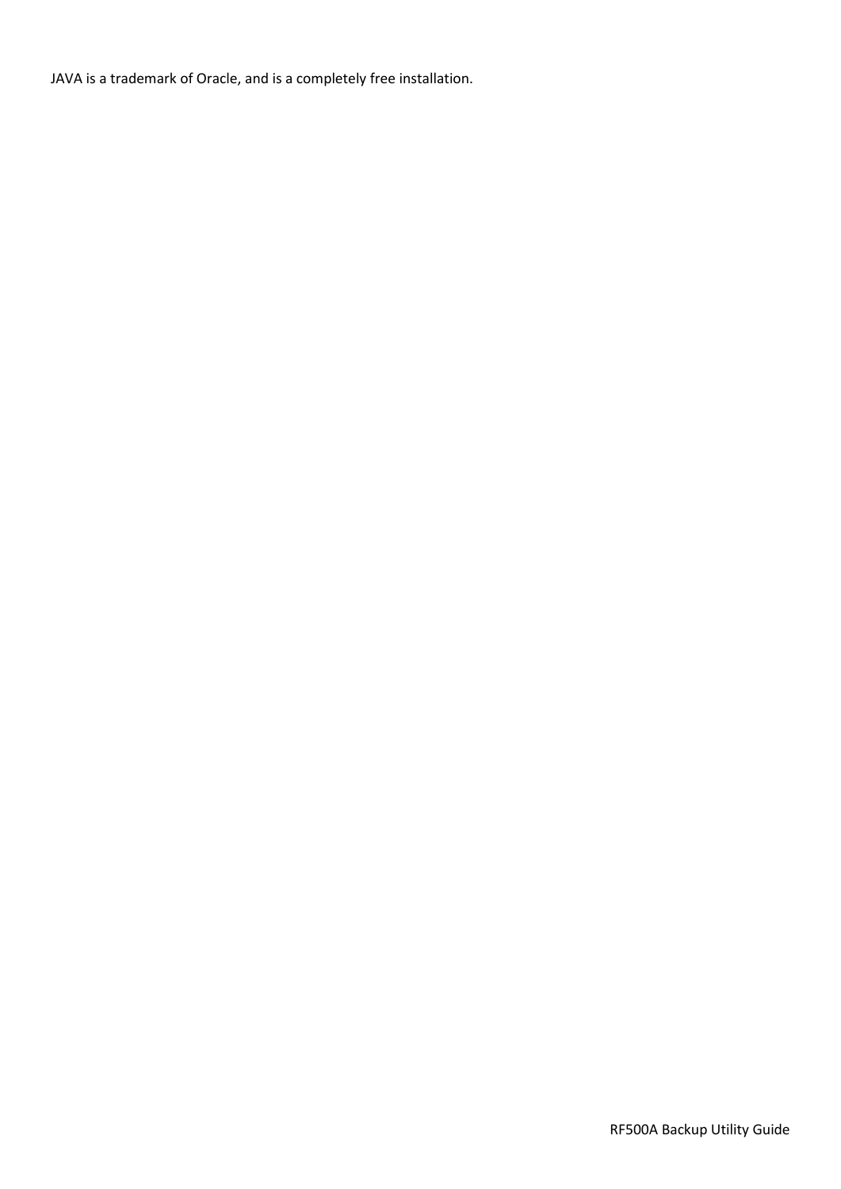JAVA is a trademark of Oracle, and is a completely free installation.